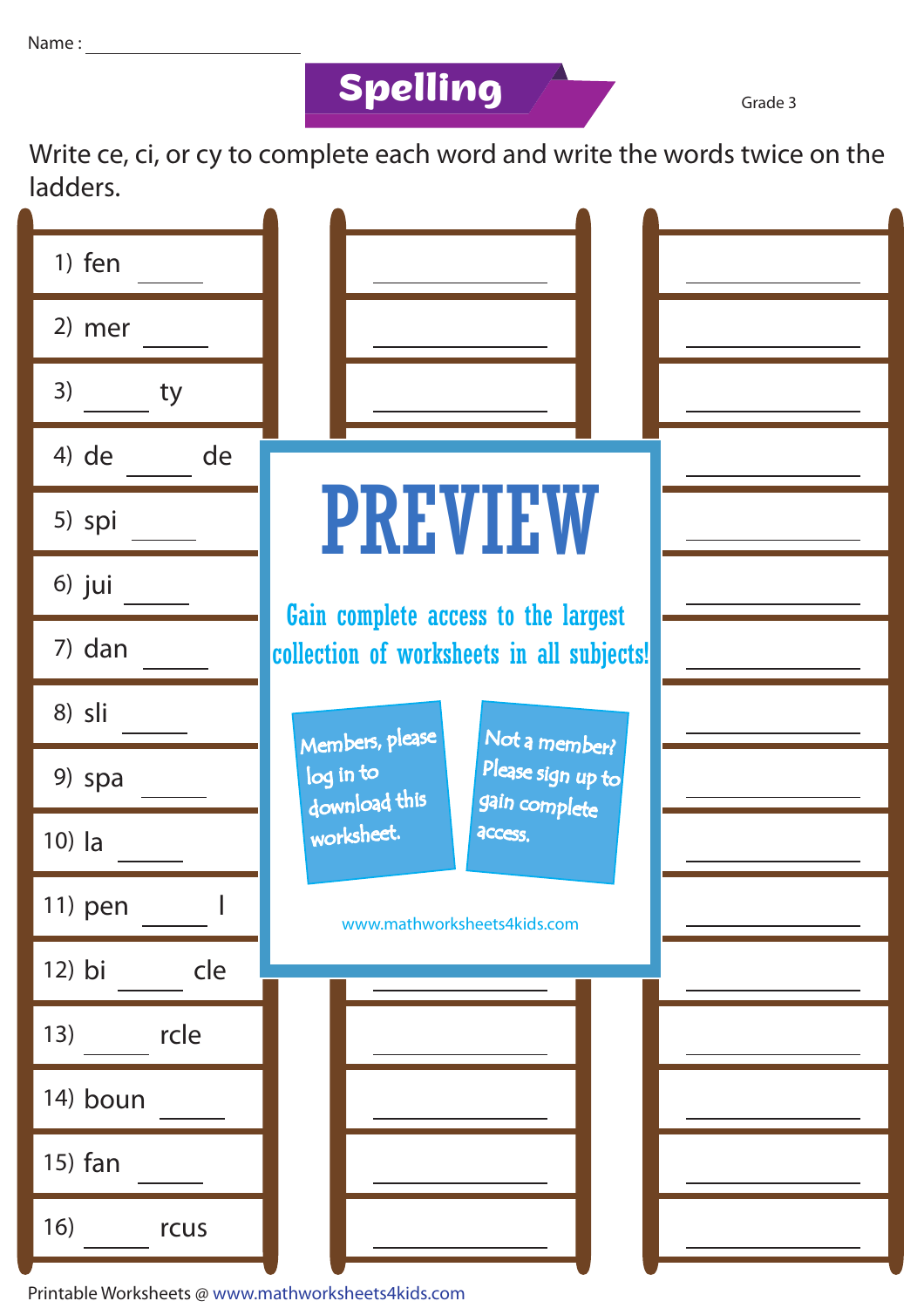Name : ____________________

# Spelling

Grade 3

Write ce, ci, or cy to complete each word and write the words twice on the ladders.

1) fen _____
2) mer _____
3) _____ ty
4) de _____ de
5) spi _____
6) jui _____
7) dan _____
8) sli _____
9) spa _____
10) la _____
11) pen _____ l
12) bi _____ cle
13) _____ rcle
14) boun _____
15) fan _____
16) _____ rcus

PREVIEW

Gain complete access to the largest collection of worksheets in all subjects!

Members, please log in to download this worksheet.

Not a member? Please sign up to gain complete access.

www.mathworksheets4kids.com

Printable Worksheets @ www.mathworksheets4kids.com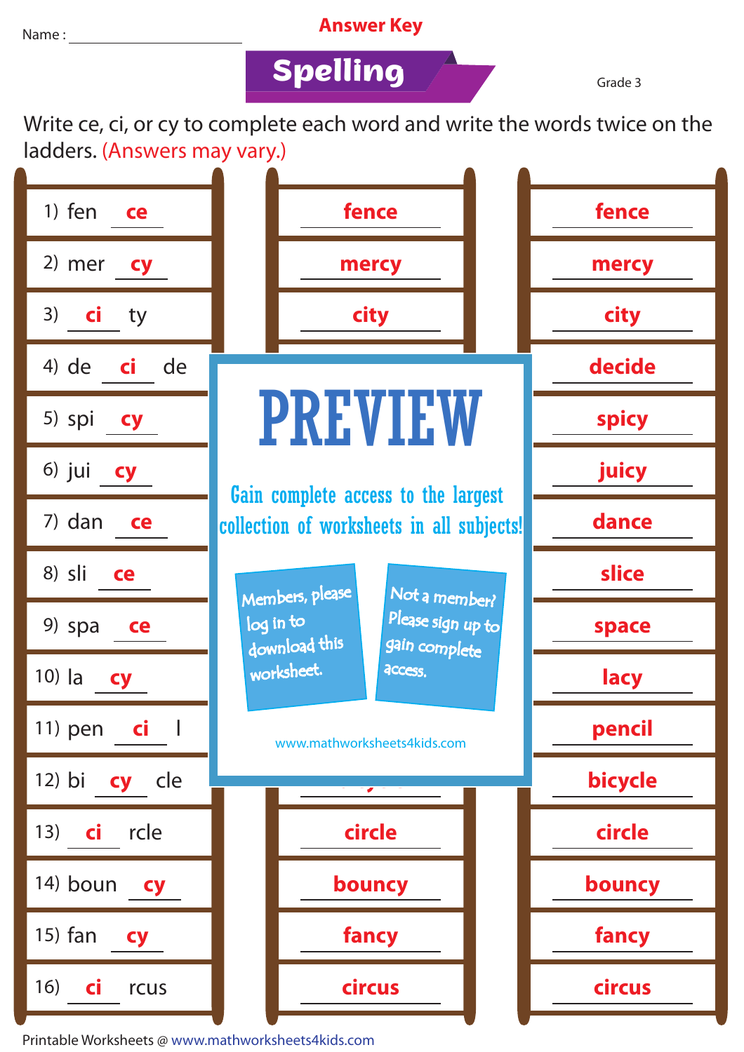Name : ____________________

**Answer Key**

# Spelling

Grade 3

Write ce, ci, or cy to complete each word and write the words twice on the ladders. (Answers may vary.)

| | | |
|---|---|---|
| 1) fen **ce** | **fence** | **fence** |
| 2) mer **cy** | **mercy** | **mercy** |
| 3) **ci** ty | **city** | **city** |
| 4) de **ci** de | | **decide** |
| 5) spi **cy** | | **spicy** |
| 6) jui **cy** | | **juicy** |
| 7) dan **ce** | | **dance** |
| 8) sli **ce** | | **slice** |
| 9) spa **ce** | | **space** |
| 10) la **cy** | | **lacy** |
| 11) pen **ci** l | | **pencil** |
| 12) bi **cy** cle | | **bicycle** |
| 13) **ci** rcle | **circle** | **circle** |
| 14) boun **cy** | **bouncy** | **bouncy** |
| 15) fan **cy** | **fancy** | **fancy** |
| 16) **ci** rcus | **circus** | **circus** |

PREVIEW

Gain complete access to the largest collection of worksheets in all subjects!

Members, please log in to download this worksheet.

Not a member? Please sign up to gain complete access.

www.mathworksheets4kids.com

Printable Worksheets @ www.mathworksheets4kids.com